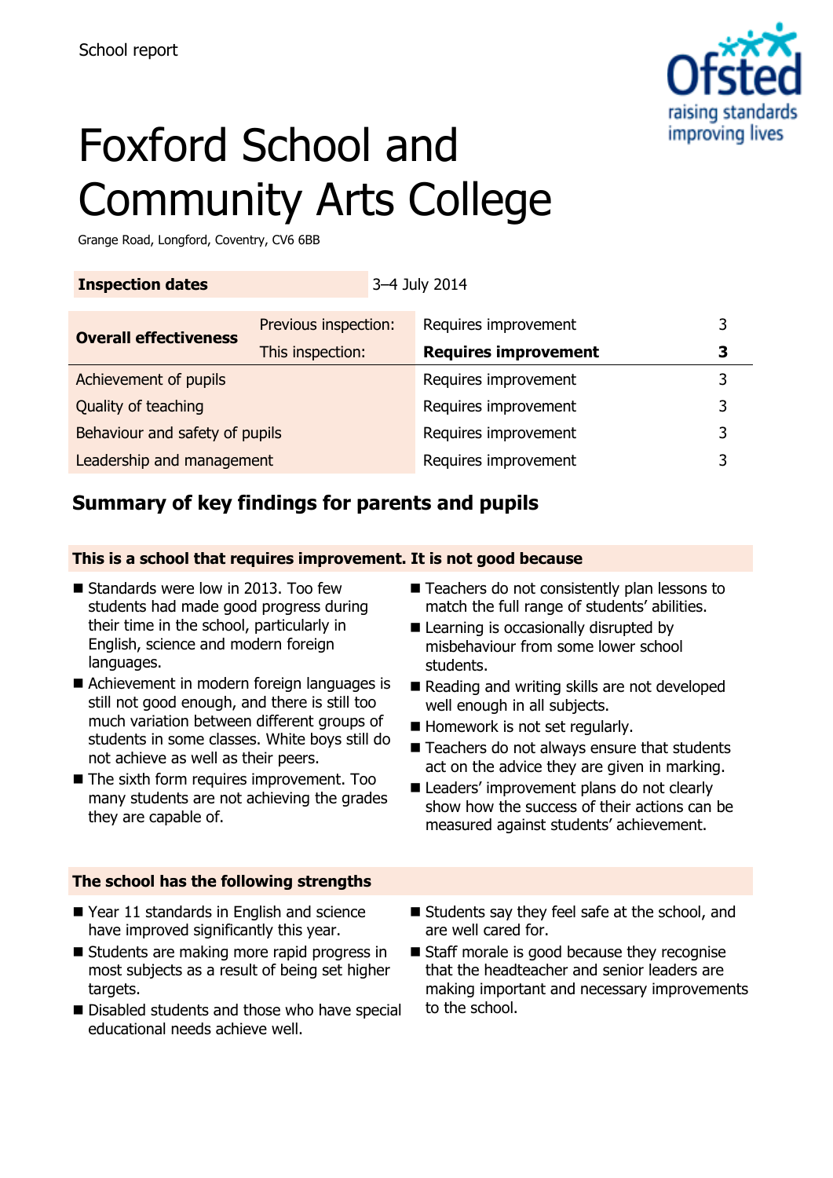School report

# Foxford School and Community Arts College

Grange Road, Longford, Coventry, CV6 6BB

| **Inspection dates** | 3–4 July 2014 | | |
|---|---|---|---|

| **Overall effectiveness** | Previous inspection: | Requires improvement | 3 |
|---|---|---|---|
| | This inspection: | **Requires improvement** | **3** |
| Achievement of pupils | | Requires improvement | 3 |
| Quality of teaching | | Requires improvement | 3 |
| Behaviour and safety of pupils | | Requires improvement | 3 |
| Leadership and management | | Requires improvement | 3 |

## Summary of key findings for parents and pupils

### This is a school that requires improvement. It is not good because

- Standards were low in 2013. Too few students had made good progress during their time in the school, particularly in English, science and modern foreign languages.
- Achievement in modern foreign languages is still not good enough, and there is still too much variation between different groups of students in some classes. White boys still do not achieve as well as their peers.
- The sixth form requires improvement. Too many students are not achieving the grades they are capable of.
- Teachers do not consistently plan lessons to match the full range of students' abilities.
- Learning is occasionally disrupted by misbehaviour from some lower school students.
- Reading and writing skills are not developed well enough in all subjects.
- Homework is not set regularly.
- Teachers do not always ensure that students act on the advice they are given in marking.
- Leaders' improvement plans do not clearly show how the success of their actions can be measured against students' achievement.

### The school has the following strengths

- Year 11 standards in English and science have improved significantly this year.
- Students are making more rapid progress in most subjects as a result of being set higher targets.
- Disabled students and those who have special educational needs achieve well.
- Students say they feel safe at the school, and are well cared for.
- Staff morale is good because they recognise that the headteacher and senior leaders are making important and necessary improvements to the school.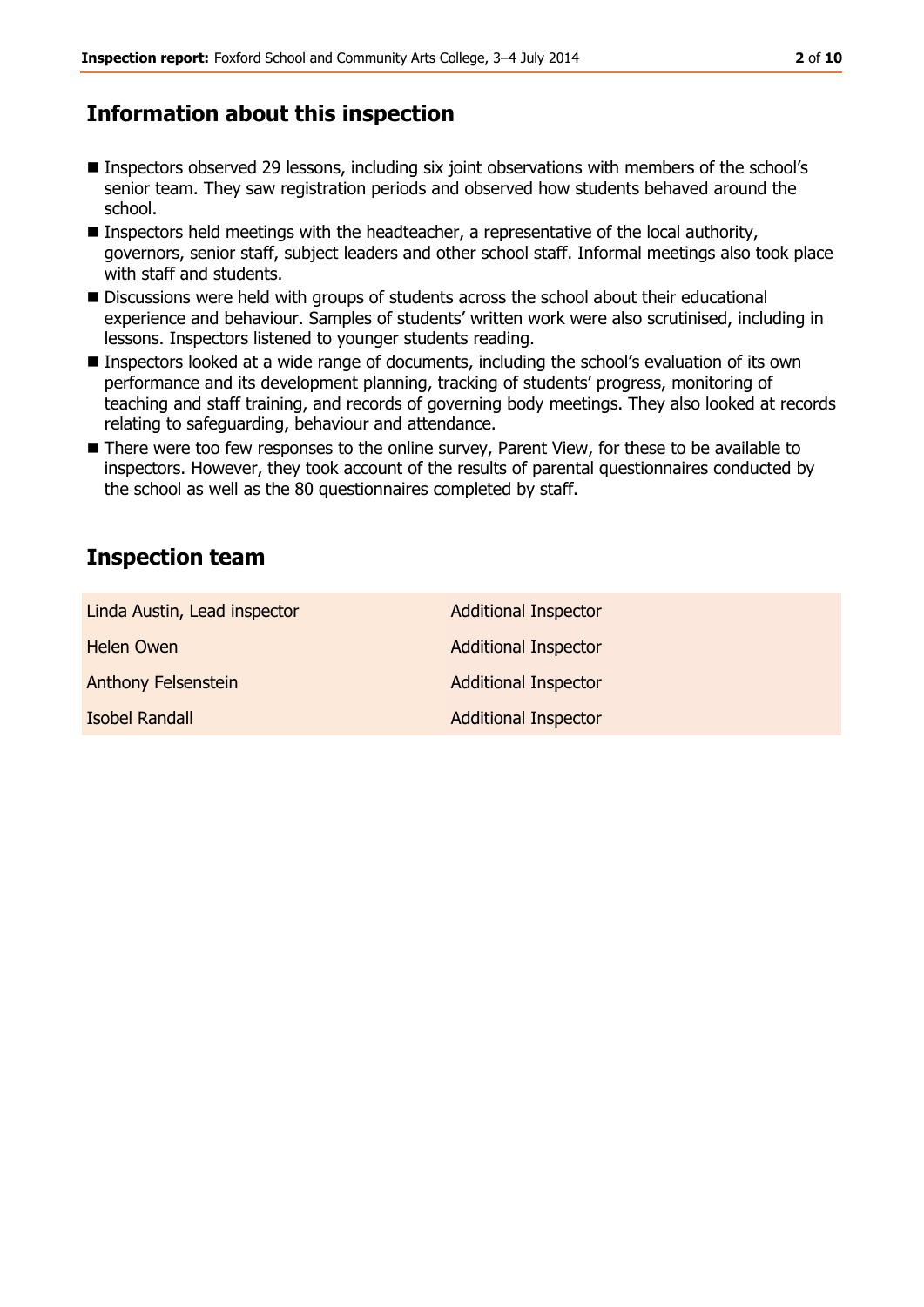## Information about this inspection

- Inspectors observed 29 lessons, including six joint observations with members of the school's senior team. They saw registration periods and observed how students behaved around the school.
- Inspectors held meetings with the headteacher, a representative of the local authority, governors, senior staff, subject leaders and other school staff. Informal meetings also took place with staff and students.
- Discussions were held with groups of students across the school about their educational experience and behaviour. Samples of students' written work were also scrutinised, including in lessons. Inspectors listened to younger students reading.
- Inspectors looked at a wide range of documents, including the school's evaluation of its own performance and its development planning, tracking of students' progress, monitoring of teaching and staff training, and records of governing body meetings. They also looked at records relating to safeguarding, behaviour and attendance.
- There were too few responses to the online survey, Parent View, for these to be available to inspectors. However, they took account of the results of parental questionnaires conducted by the school as well as the 80 questionnaires completed by staff.

## Inspection team

| | |
|---|---|
| Linda Austin, Lead inspector | Additional Inspector |
| Helen Owen | Additional Inspector |
| Anthony Felsenstein | Additional Inspector |
| Isobel Randall | Additional Inspector |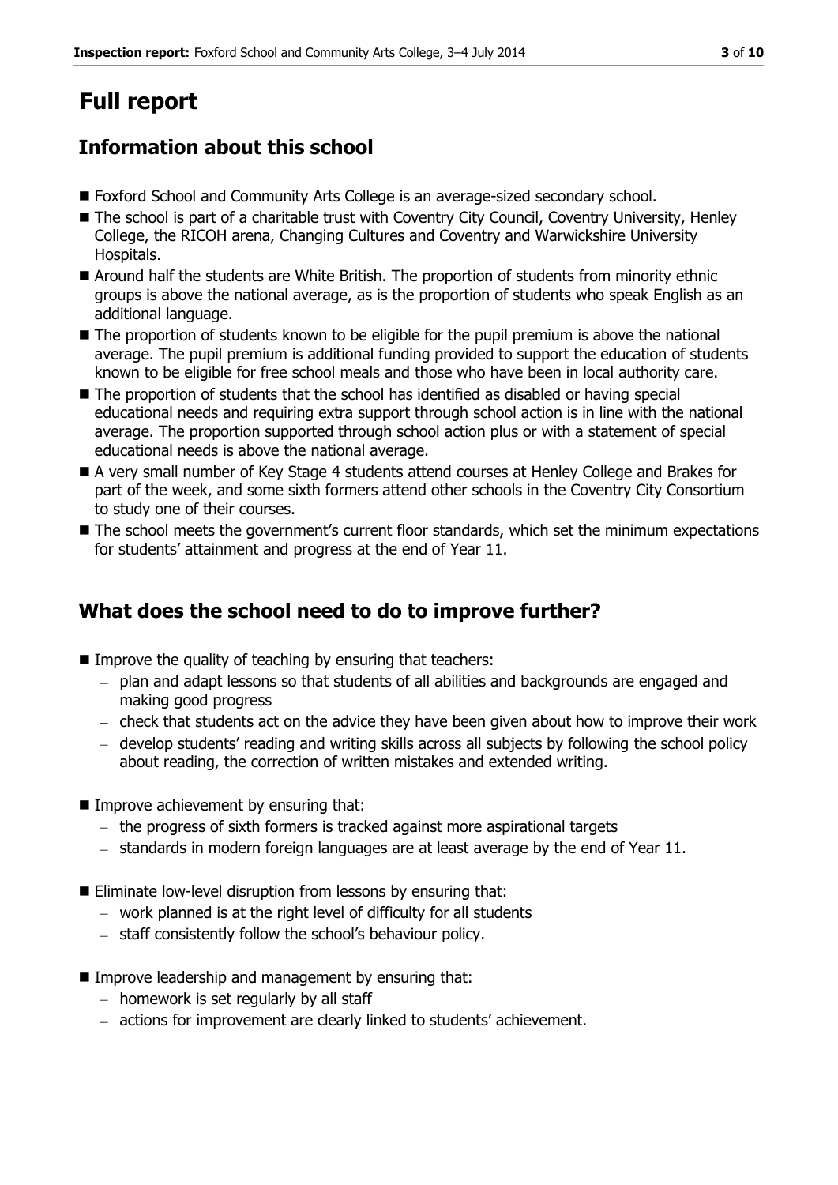# Full report

## Information about this school

- Foxford School and Community Arts College is an average-sized secondary school.
- The school is part of a charitable trust with Coventry City Council, Coventry University, Henley College, the RICOH arena, Changing Cultures and Coventry and Warwickshire University Hospitals.
- Around half the students are White British. The proportion of students from minority ethnic groups is above the national average, as is the proportion of students who speak English as an additional language.
- The proportion of students known to be eligible for the pupil premium is above the national average. The pupil premium is additional funding provided to support the education of students known to be eligible for free school meals and those who have been in local authority care.
- The proportion of students that the school has identified as disabled or having special educational needs and requiring extra support through school action is in line with the national average. The proportion supported through school action plus or with a statement of special educational needs is above the national average.
- A very small number of Key Stage 4 students attend courses at Henley College and Brakes for part of the week, and some sixth formers attend other schools in the Coventry City Consortium to study one of their courses.
- The school meets the government's current floor standards, which set the minimum expectations for students' attainment and progress at the end of Year 11.

## What does the school need to do to improve further?

- Improve the quality of teaching by ensuring that teachers:
  - plan and adapt lessons so that students of all abilities and backgrounds are engaged and making good progress
  - check that students act on the advice they have been given about how to improve their work
  - develop students' reading and writing skills across all subjects by following the school policy about reading, the correction of written mistakes and extended writing.
- Improve achievement by ensuring that:
  - the progress of sixth formers is tracked against more aspirational targets
  - standards in modern foreign languages are at least average by the end of Year 11.
- Eliminate low-level disruption from lessons by ensuring that:
  - work planned is at the right level of difficulty for all students
  - staff consistently follow the school's behaviour policy.
- Improve leadership and management by ensuring that:
  - homework is set regularly by all staff
  - actions for improvement are clearly linked to students' achievement.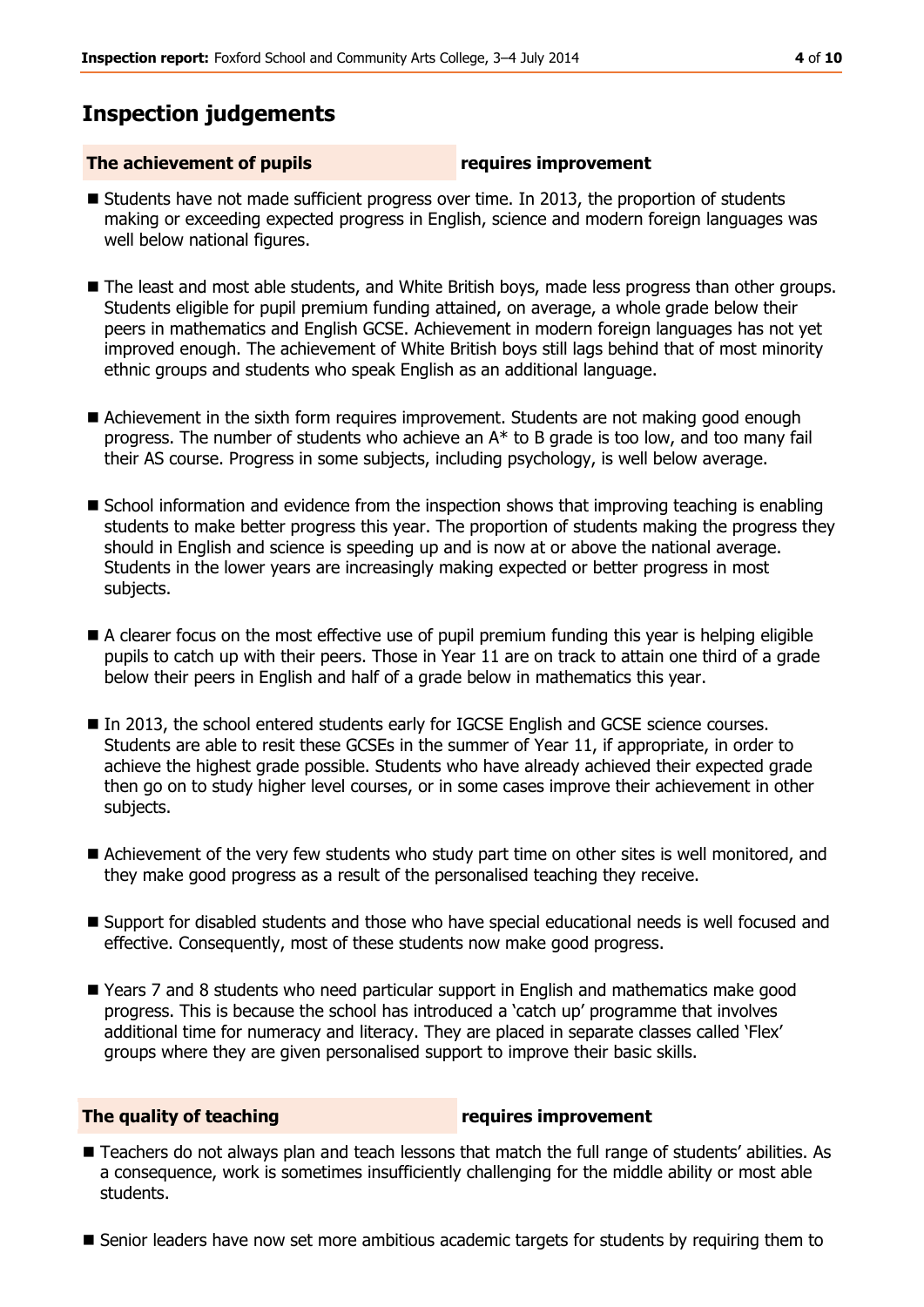## Inspection judgements

**The achievement of pupils** **requires improvement**

- Students have not made sufficient progress over time. In 2013, the proportion of students making or exceeding expected progress in English, science and modern foreign languages was well below national figures.
- The least and most able students, and White British boys, made less progress than other groups. Students eligible for pupil premium funding attained, on average, a whole grade below their peers in mathematics and English GCSE. Achievement in modern foreign languages has not yet improved enough. The achievement of White British boys still lags behind that of most minority ethnic groups and students who speak English as an additional language.
- Achievement in the sixth form requires improvement. Students are not making good enough progress. The number of students who achieve an A* to B grade is too low, and too many fail their AS course. Progress in some subjects, including psychology, is well below average.
- School information and evidence from the inspection shows that improving teaching is enabling students to make better progress this year. The proportion of students making the progress they should in English and science is speeding up and is now at or above the national average. Students in the lower years are increasingly making expected or better progress in most subjects.
- A clearer focus on the most effective use of pupil premium funding this year is helping eligible pupils to catch up with their peers. Those in Year 11 are on track to attain one third of a grade below their peers in English and half of a grade below in mathematics this year.
- In 2013, the school entered students early for IGCSE English and GCSE science courses. Students are able to resit these GCSEs in the summer of Year 11, if appropriate, in order to achieve the highest grade possible. Students who have already achieved their expected grade then go on to study higher level courses, or in some cases improve their achievement in other subjects.
- Achievement of the very few students who study part time on other sites is well monitored, and they make good progress as a result of the personalised teaching they receive.
- Support for disabled students and those who have special educational needs is well focused and effective. Consequently, most of these students now make good progress.
- Years 7 and 8 students who need particular support in English and mathematics make good progress. This is because the school has introduced a 'catch up' programme that involves additional time for numeracy and literacy. They are placed in separate classes called 'Flex' groups where they are given personalised support to improve their basic skills.

**The quality of teaching** **requires improvement**

- Teachers do not always plan and teach lessons that match the full range of students' abilities. As a consequence, work is sometimes insufficiently challenging for the middle ability or most able students.
- Senior leaders have now set more ambitious academic targets for students by requiring them to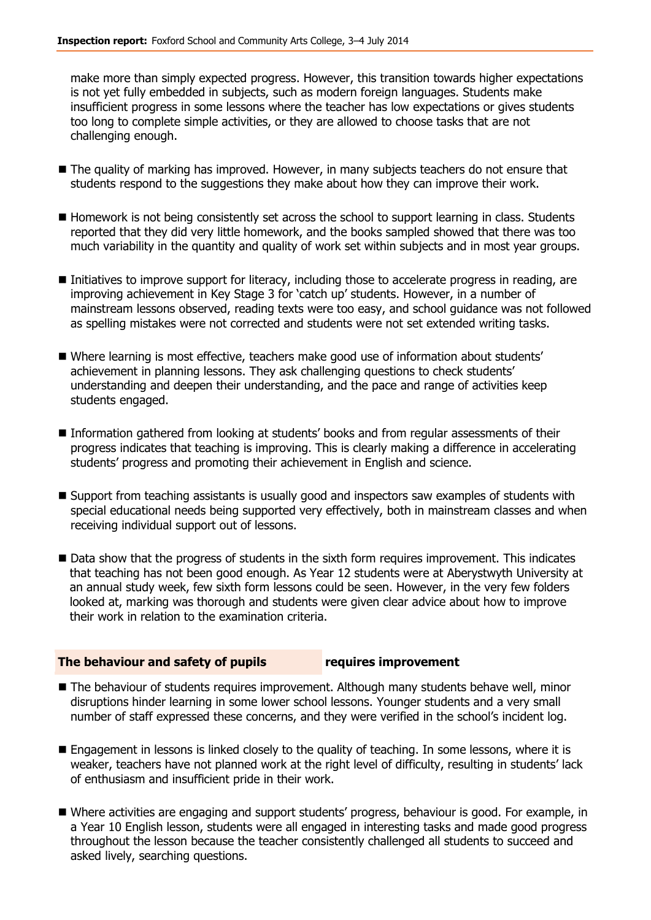make more than simply expected progress. However, this transition towards higher expectations is not yet fully embedded in subjects, such as modern foreign languages. Students make insufficient progress in some lessons where the teacher has low expectations or gives students too long to complete simple activities, or they are allowed to choose tasks that are not challenging enough.

- The quality of marking has improved. However, in many subjects teachers do not ensure that students respond to the suggestions they make about how they can improve their work.

- Homework is not being consistently set across the school to support learning in class. Students reported that they did very little homework, and the books sampled showed that there was too much variability in the quantity and quality of work set within subjects and in most year groups.

- Initiatives to improve support for literacy, including those to accelerate progress in reading, are improving achievement in Key Stage 3 for 'catch up' students. However, in a number of mainstream lessons observed, reading texts were too easy, and school guidance was not followed as spelling mistakes were not corrected and students were not set extended writing tasks.

- Where learning is most effective, teachers make good use of information about students' achievement in planning lessons. They ask challenging questions to check students' understanding and deepen their understanding, and the pace and range of activities keep students engaged.

- Information gathered from looking at students' books and from regular assessments of their progress indicates that teaching is improving. This is clearly making a difference in accelerating students' progress and promoting their achievement in English and science.

- Support from teaching assistants is usually good and inspectors saw examples of students with special educational needs being supported very effectively, both in mainstream classes and when receiving individual support out of lessons.

- Data show that the progress of students in the sixth form requires improvement. This indicates that teaching has not been good enough. As Year 12 students were at Aberystwyth University at an annual study week, few sixth form lessons could be seen. However, in the very few folders looked at, marking was thorough and students were given clear advice about how to improve their work in relation to the examination criteria.

## The behaviour and safety of pupils — requires improvement

- The behaviour of students requires improvement. Although many students behave well, minor disruptions hinder learning in some lower school lessons. Younger students and a very small number of staff expressed these concerns, and they were verified in the school's incident log.

- Engagement in lessons is linked closely to the quality of teaching. In some lessons, where it is weaker, teachers have not planned work at the right level of difficulty, resulting in students' lack of enthusiasm and insufficient pride in their work.

- Where activities are engaging and support students' progress, behaviour is good. For example, in a Year 10 English lesson, students were all engaged in interesting tasks and made good progress throughout the lesson because the teacher consistently challenged all students to succeed and asked lively, searching questions.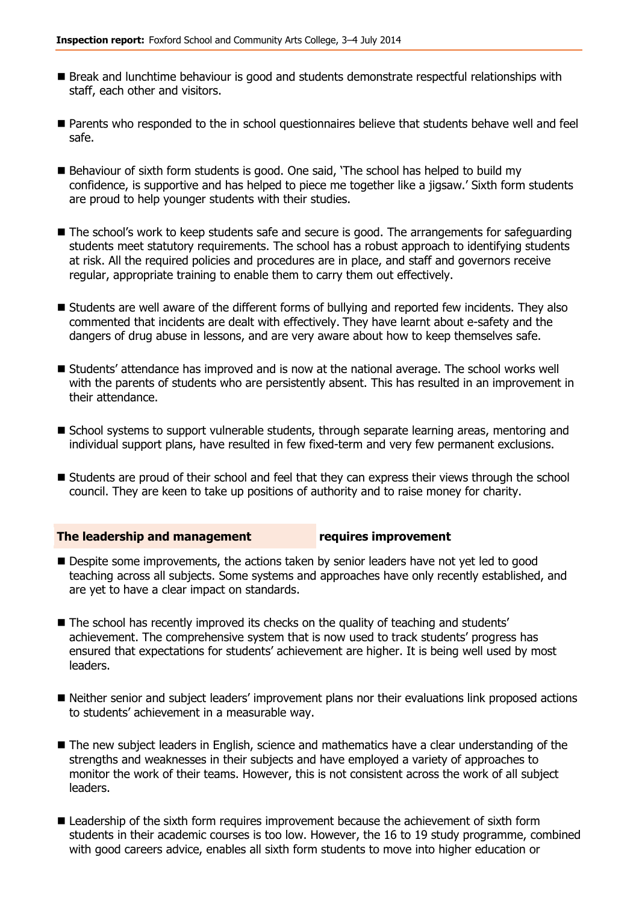- Break and lunchtime behaviour is good and students demonstrate respectful relationships with staff, each other and visitors.

- Parents who responded to the in school questionnaires believe that students behave well and feel safe.

- Behaviour of sixth form students is good. One said, 'The school has helped to build my confidence, is supportive and has helped to piece me together like a jigsaw.' Sixth form students are proud to help younger students with their studies.

- The school's work to keep students safe and secure is good. The arrangements for safeguarding students meet statutory requirements. The school has a robust approach to identifying students at risk. All the required policies and procedures are in place, and staff and governors receive regular, appropriate training to enable them to carry them out effectively.

- Students are well aware of the different forms of bullying and reported few incidents. They also commented that incidents are dealt with effectively. They have learnt about e-safety and the dangers of drug abuse in lessons, and are very aware about how to keep themselves safe.

- Students' attendance has improved and is now at the national average. The school works well with the parents of students who are persistently absent. This has resulted in an improvement in their attendance.

- School systems to support vulnerable students, through separate learning areas, mentoring and individual support plans, have resulted in few fixed-term and very few permanent exclusions.

- Students are proud of their school and feel that they can express their views through the school council. They are keen to take up positions of authority and to raise money for charity.

### The leadership and management — requires improvement

- Despite some improvements, the actions taken by senior leaders have not yet led to good teaching across all subjects. Some systems and approaches have only recently established, and are yet to have a clear impact on standards.

- The school has recently improved its checks on the quality of teaching and students' achievement. The comprehensive system that is now used to track students' progress has ensured that expectations for students' achievement are higher. It is being well used by most leaders.

- Neither senior and subject leaders' improvement plans nor their evaluations link proposed actions to students' achievement in a measurable way.

- The new subject leaders in English, science and mathematics have a clear understanding of the strengths and weaknesses in their subjects and have employed a variety of approaches to monitor the work of their teams. However, this is not consistent across the work of all subject leaders.

- Leadership of the sixth form requires improvement because the achievement of sixth form students in their academic courses is too low. However, the 16 to 19 study programme, combined with good careers advice, enables all sixth form students to move into higher education or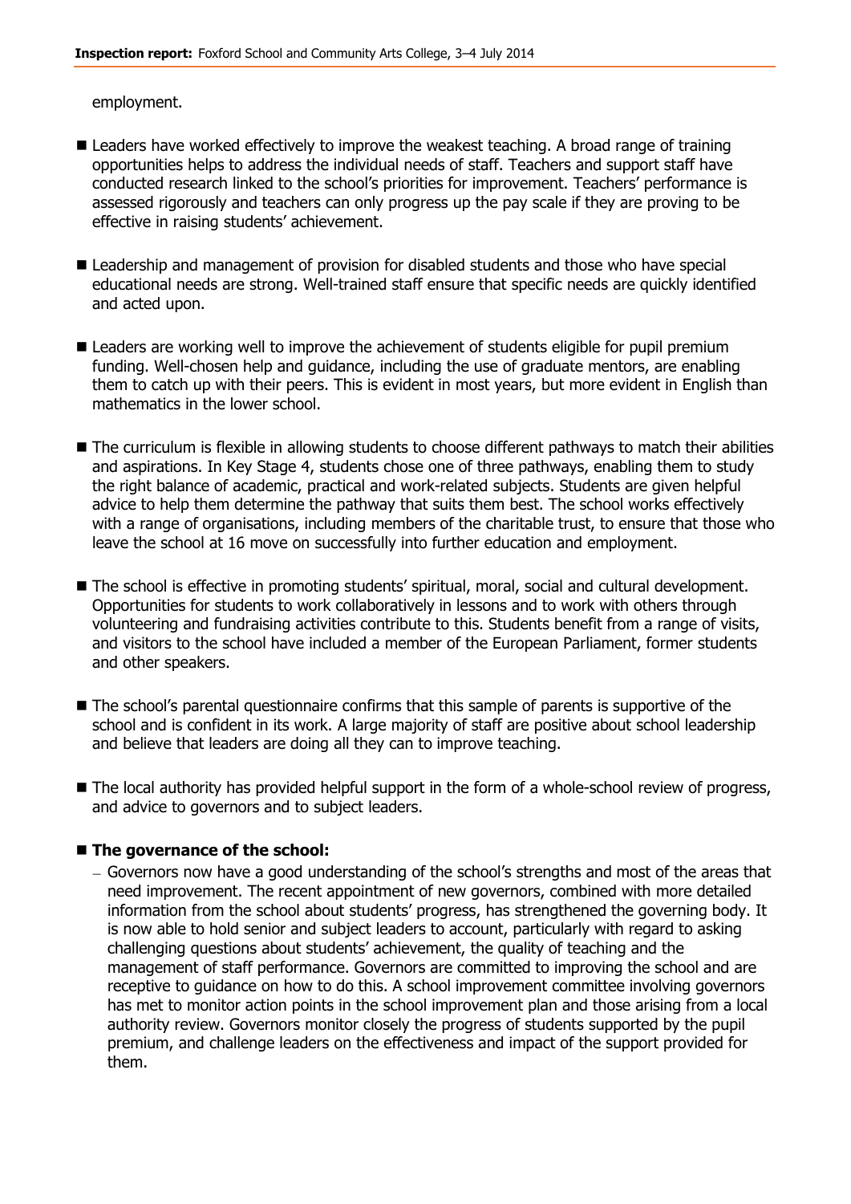employment.

- Leaders have worked effectively to improve the weakest teaching. A broad range of training opportunities helps to address the individual needs of staff. Teachers and support staff have conducted research linked to the school's priorities for improvement. Teachers' performance is assessed rigorously and teachers can only progress up the pay scale if they are proving to be effective in raising students' achievement.

- Leadership and management of provision for disabled students and those who have special educational needs are strong. Well-trained staff ensure that specific needs are quickly identified and acted upon.

- Leaders are working well to improve the achievement of students eligible for pupil premium funding. Well-chosen help and guidance, including the use of graduate mentors, are enabling them to catch up with their peers. This is evident in most years, but more evident in English than mathematics in the lower school.

- The curriculum is flexible in allowing students to choose different pathways to match their abilities and aspirations. In Key Stage 4, students chose one of three pathways, enabling them to study the right balance of academic, practical and work-related subjects. Students are given helpful advice to help them determine the pathway that suits them best. The school works effectively with a range of organisations, including members of the charitable trust, to ensure that those who leave the school at 16 move on successfully into further education and employment.

- The school is effective in promoting students' spiritual, moral, social and cultural development. Opportunities for students to work collaboratively in lessons and to work with others through volunteering and fundraising activities contribute to this. Students benefit from a range of visits, and visitors to the school have included a member of the European Parliament, former students and other speakers.

- The school's parental questionnaire confirms that this sample of parents is supportive of the school and is confident in its work. A large majority of staff are positive about school leadership and believe that leaders are doing all they can to improve teaching.

- The local authority has provided helpful support in the form of a whole-school review of progress, and advice to governors and to subject leaders.

- **The governance of the school:**
  - Governors now have a good understanding of the school's strengths and most of the areas that need improvement. The recent appointment of new governors, combined with more detailed information from the school about students' progress, has strengthened the governing body. It is now able to hold senior and subject leaders to account, particularly with regard to asking challenging questions about students' achievement, the quality of teaching and the management of staff performance. Governors are committed to improving the school and are receptive to guidance on how to do this. A school improvement committee involving governors has met to monitor action points in the school improvement plan and those arising from a local authority review. Governors monitor closely the progress of students supported by the pupil premium, and challenge leaders on the effectiveness and impact of the support provided for them.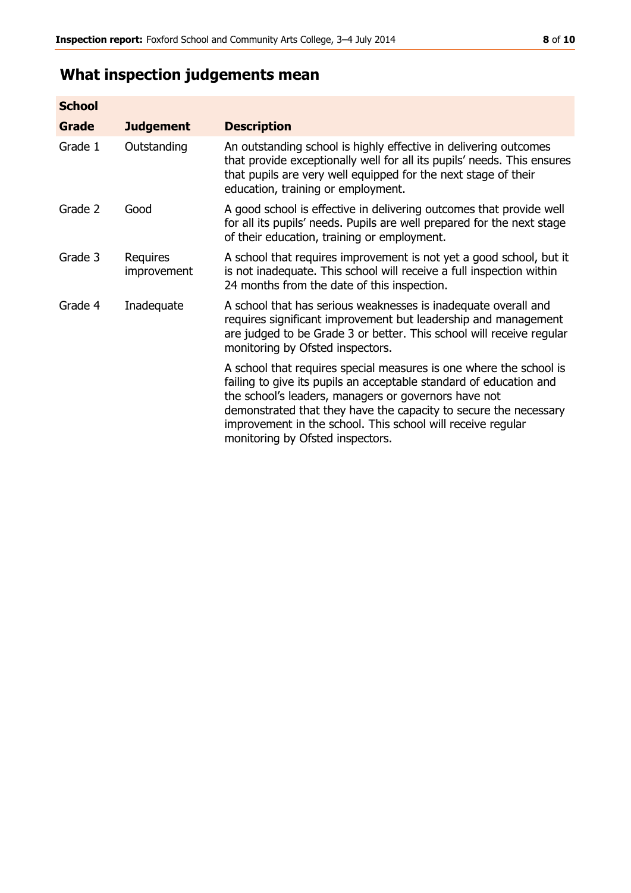## What inspection judgements mean

| School | | |
|---|---|---|
| **Grade** | **Judgement** | **Description** |
| Grade 1 | Outstanding | An outstanding school is highly effective in delivering outcomes that provide exceptionally well for all its pupils' needs. This ensures that pupils are very well equipped for the next stage of their education, training or employment. |
| Grade 2 | Good | A good school is effective in delivering outcomes that provide well for all its pupils' needs. Pupils are well prepared for the next stage of their education, training or employment. |
| Grade 3 | Requires improvement | A school that requires improvement is not yet a good school, but it is not inadequate. This school will receive a full inspection within 24 months from the date of this inspection. |
| Grade 4 | Inadequate | A school that has serious weaknesses is inadequate overall and requires significant improvement but leadership and management are judged to be Grade 3 or better. This school will receive regular monitoring by Ofsted inspectors. |
| | | A school that requires special measures is one where the school is failing to give its pupils an acceptable standard of education and the school's leaders, managers or governors have not demonstrated that they have the capacity to secure the necessary improvement in the school. This school will receive regular monitoring by Ofsted inspectors. |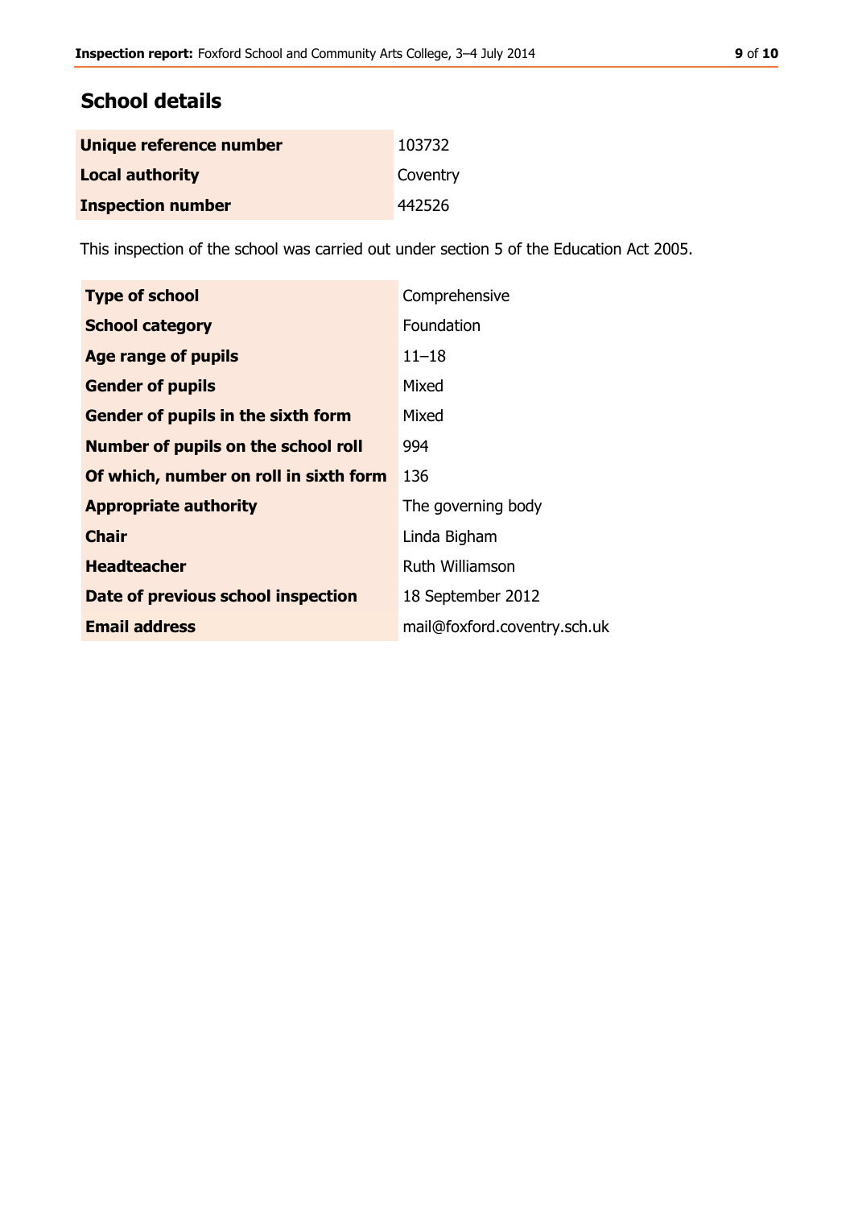## School details

| | |
|---|---|
| **Unique reference number** | 103732 |
| **Local authority** | Coventry |
| **Inspection number** | 442526 |

This inspection of the school was carried out under section 5 of the Education Act 2005.

| | |
|---|---|
| **Type of school** | Comprehensive |
| **School category** | Foundation |
| **Age range of pupils** | 11–18 |
| **Gender of pupils** | Mixed |
| **Gender of pupils in the sixth form** | Mixed |
| **Number of pupils on the school roll** | 994 |
| **Of which, number on roll in sixth form** | 136 |
| **Appropriate authority** | The governing body |
| **Chair** | Linda Bigham |
| **Headteacher** | Ruth Williamson |
| **Date of previous school inspection** | 18 September 2012 |
| **Email address** | mail@foxford.coventry.sch.uk |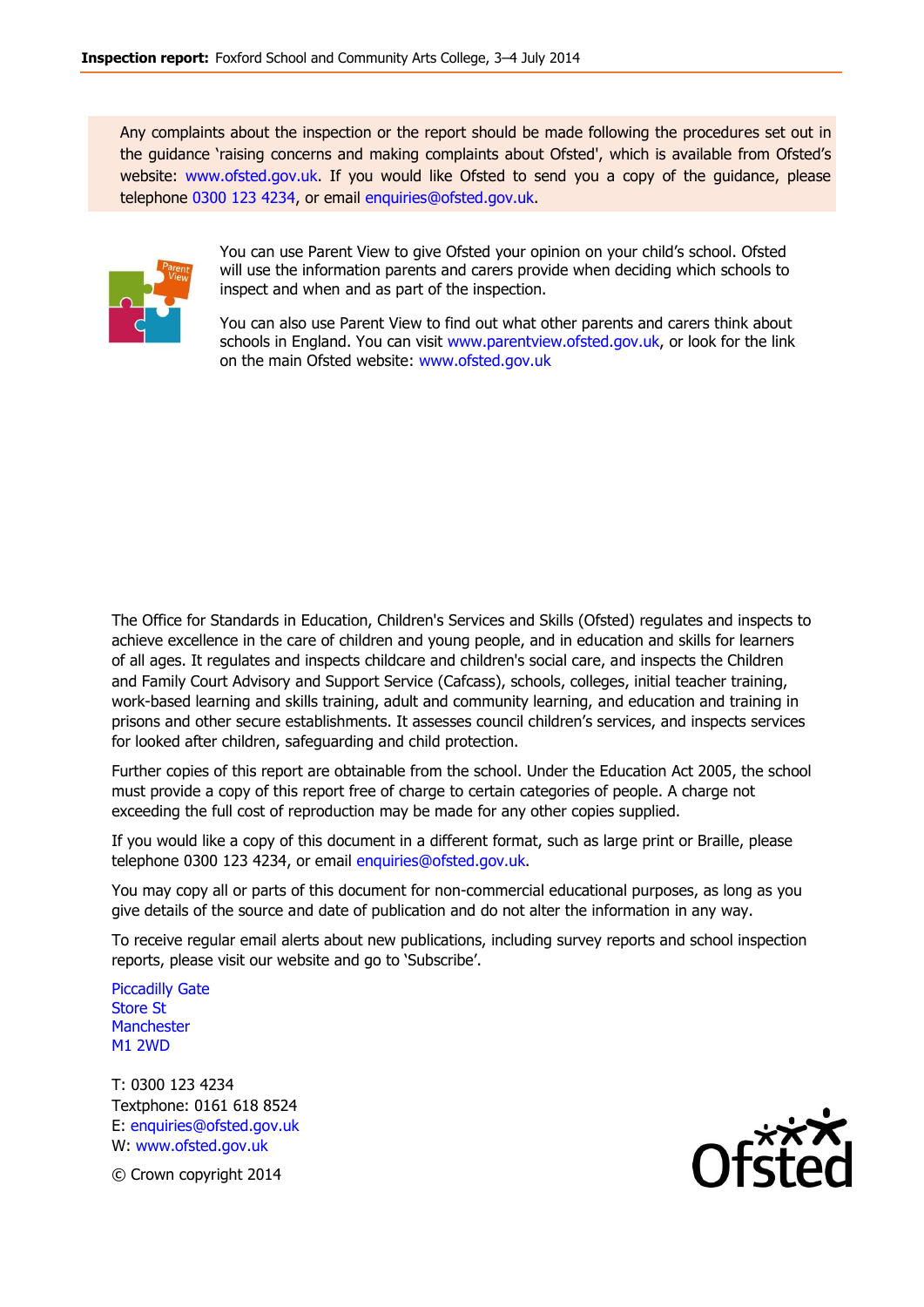Any complaints about the inspection or the report should be made following the procedures set out in the guidance 'raising concerns and making complaints about Ofsted', which is available from Ofsted's website: www.ofsted.gov.uk. If you would like Ofsted to send you a copy of the guidance, please telephone 0300 123 4234, or email enquiries@ofsted.gov.uk.

You can use Parent View to give Ofsted your opinion on your child's school. Ofsted will use the information parents and carers provide when deciding which schools to inspect and when and as part of the inspection.

You can also use Parent View to find out what other parents and carers think about schools in England. You can visit www.parentview.ofsted.gov.uk, or look for the link on the main Ofsted website: www.ofsted.gov.uk

The Office for Standards in Education, Children's Services and Skills (Ofsted) regulates and inspects to achieve excellence in the care of children and young people, and in education and skills for learners of all ages. It regulates and inspects childcare and children's social care, and inspects the Children and Family Court Advisory and Support Service (Cafcass), schools, colleges, initial teacher training, work-based learning and skills training, adult and community learning, and education and training in prisons and other secure establishments. It assesses council children's services, and inspects services for looked after children, safeguarding and child protection.

Further copies of this report are obtainable from the school. Under the Education Act 2005, the school must provide a copy of this report free of charge to certain categories of people. A charge not exceeding the full cost of reproduction may be made for any other copies supplied.

If you would like a copy of this document in a different format, such as large print or Braille, please telephone 0300 123 4234, or email enquiries@ofsted.gov.uk.

You may copy all or parts of this document for non-commercial educational purposes, as long as you give details of the source and date of publication and do not alter the information in any way.

To receive regular email alerts about new publications, including survey reports and school inspection reports, please visit our website and go to 'Subscribe'.

Piccadilly Gate
Store St
Manchester
M1 2WD

T: 0300 123 4234
Textphone: 0161 618 8524
E: enquiries@ofsted.gov.uk
W: www.ofsted.gov.uk

© Crown copyright 2014